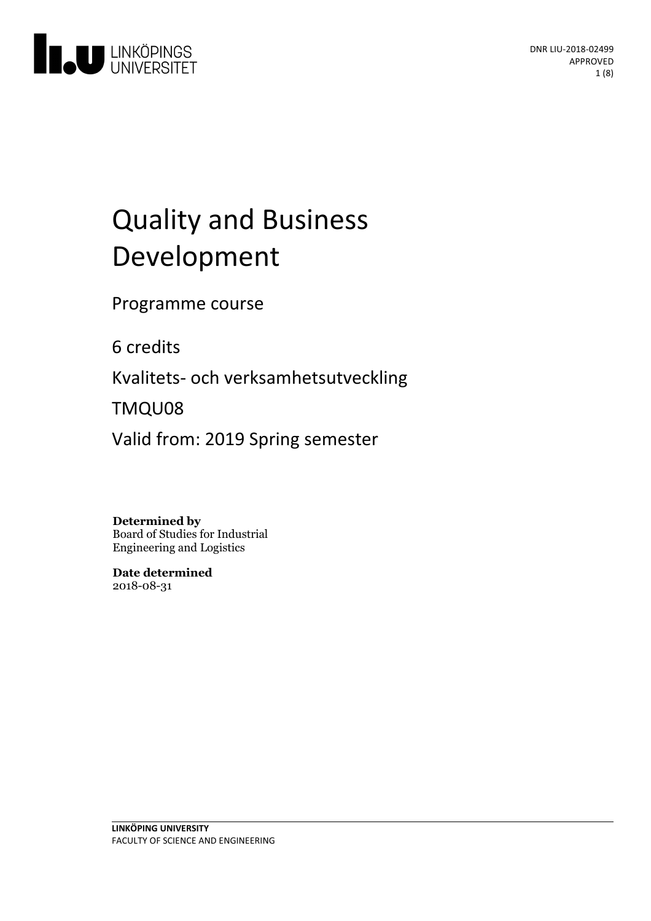DNR LIU-2018-02499
APPROVED

# Quality and Business Development

Programme course

6 credits

Kvalitets- och verksamhetsutveckling

TMQU08

Valid from: 2019 Spring semester

**Determined by**
Board of Studies for Industrial Engineering and Logistics

**Date determined**
2018-08-31

LINKÖPING UNIVERSITY
FACULTY OF SCIENCE AND ENGINEERING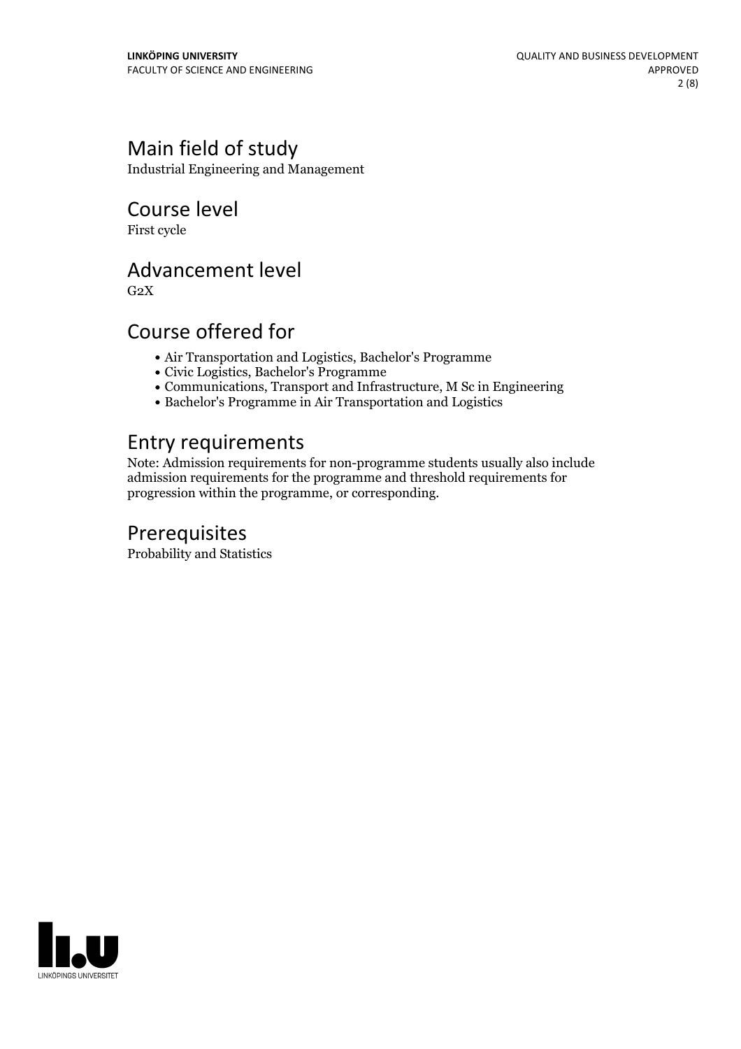## Main field of study

Industrial Engineering and Management

## Course level

First cycle

## Advancement level

G2X

## Course offered for

- Air Transportation and Logistics, Bachelor's Programme
- Civic Logistics, Bachelor's Programme
- Communications, Transport and Infrastructure, M Sc in Engineering
- Bachelor's Programme in Air Transportation and Logistics

## Entry requirements

Note: Admission requirements for non-programme students usually also include admission requirements for the programme and threshold requirements for progression within the programme, or corresponding.

## Prerequisites

Probability and Statistics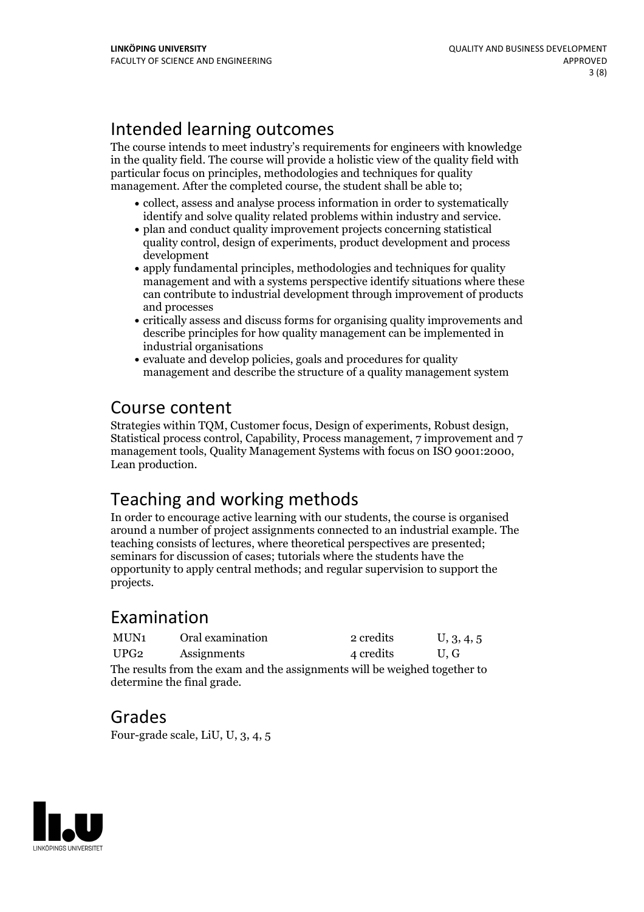## Intended learning outcomes

The course intends to meet industry's requirements for engineers with knowledge in the quality field. The course will provide a holistic view of the quality field with particular focus on principles, methodologies and techniques for quality management. After the completed course, the student shall be able to;

- collect, assess and analyse process information in order to systematically identify and solve quality related problems within industry and service.
- plan and conduct quality improvement projects concerning statistical quality control, design of experiments, product development and process development
- apply fundamental principles, methodologies and techniques for quality management and with a systems perspective identify situations where these can contribute to industrial development through improvement of products and processes
- critically assess and discuss forms for organising quality improvements and describe principles for how quality management can be implemented in industrial organisations
- evaluate and develop policies, goals and procedures for quality management and describe the structure of a quality management system

## Course content

Strategies within TQM, Customer focus, Design of experiments, Robust design, Statistical process control, Capability, Process management, 7 improvement and 7 management tools, Quality Management Systems with focus on ISO 9001:2000, Lean production.

## Teaching and working methods

In order to encourage active learning with our students, the course is organised around a number of project assignments connected to an industrial example. The teaching consists of lectures, where theoretical perspectives are presented; seminars for discussion of cases; tutorials where the students have the opportunity to apply central methods; and regular supervision to support the projects.

## Examination

| | | | |
|---|---|---|---|
| MUN1 | Oral examination | 2 credits | U, 3, 4, 5 |
| UPG2 | Assignments | 4 credits | U, G |

The results from the exam and the assignments will be weighed together to determine the final grade.

## Grades

Four-grade scale, LiU, U, 3, 4, 5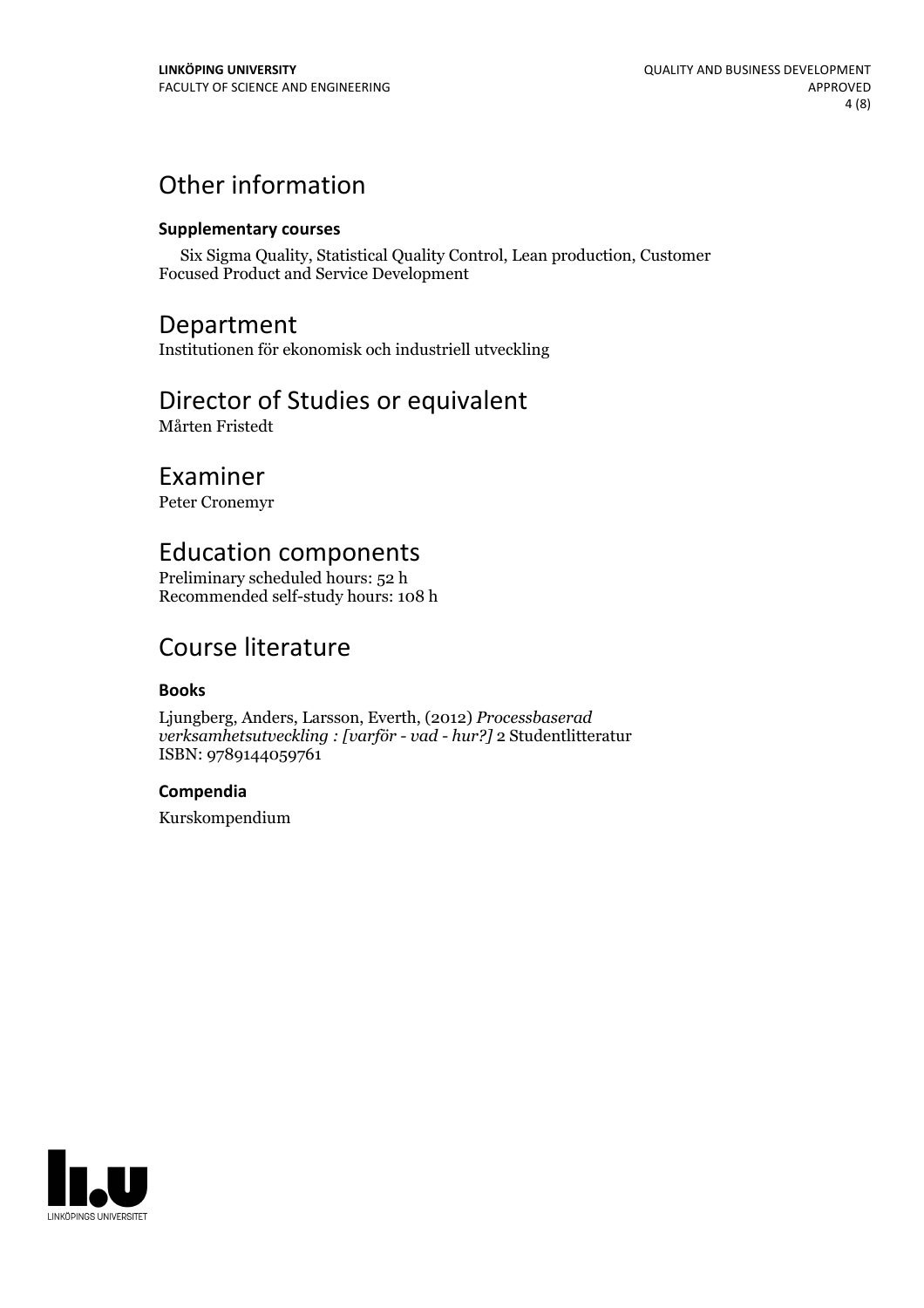# Other information

### Supplementary courses

Six Sigma Quality, Statistical Quality Control, Lean production, Customer Focused Product and Service Development

# Department

Institutionen för ekonomisk och industriell utveckling

# Director of Studies or equivalent

Mårten Fristedt

# Examiner

Peter Cronemyr

# Education components

Preliminary scheduled hours: 52 h
Recommended self-study hours: 108 h

# Course literature

### Books

Ljungberg, Anders, Larsson, Everth, (2012) *Processbaserad verksamhetsutveckling : [varför - vad - hur?]* 2 Studentlitteratur
ISBN: 9789144059761

### Compendia

Kurskompendium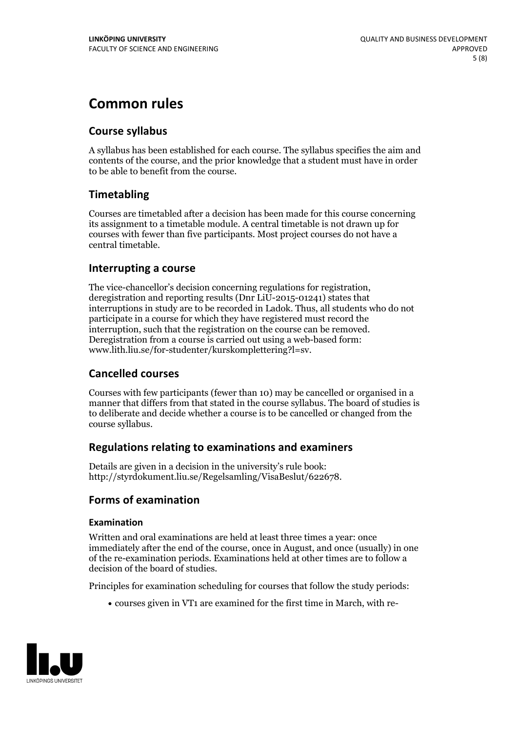# Common rules

## Course syllabus

A syllabus has been established for each course. The syllabus specifies the aim and contents of the course, and the prior knowledge that a student must have in order to be able to benefit from the course.

## Timetabling

Courses are timetabled after a decision has been made for this course concerning its assignment to a timetable module. A central timetable is not drawn up for courses with fewer than five participants. Most project courses do not have a central timetable.

## Interrupting a course

The vice-chancellor's decision concerning regulations for registration, deregistration and reporting results (Dnr LiU-2015-01241) states that interruptions in study are to be recorded in Ladok. Thus, all students who do not participate in a course for which they have registered must record the interruption, such that the registration on the course can be removed. Deregistration from a course is carried out using a web-based form: www.lith.liu.se/for-studenter/kurskomplettering?l=sv.

## Cancelled courses

Courses with few participants (fewer than 10) may be cancelled or organised in a manner that differs from that stated in the course syllabus. The board of studies is to deliberate and decide whether a course is to be cancelled or changed from the course syllabus.

## Regulations relating to examinations and examiners

Details are given in a decision in the university's rule book: http://styrdokument.liu.se/Regelsamling/VisaBeslut/622678.

## Forms of examination

### Examination

Written and oral examinations are held at least three times a year: once immediately after the end of the course, once in August, and once (usually) in one of the re-examination periods. Examinations held at other times are to follow a decision of the board of studies.

Principles for examination scheduling for courses that follow the study periods:

- courses given in VT1 are examined for the first time in March, with re-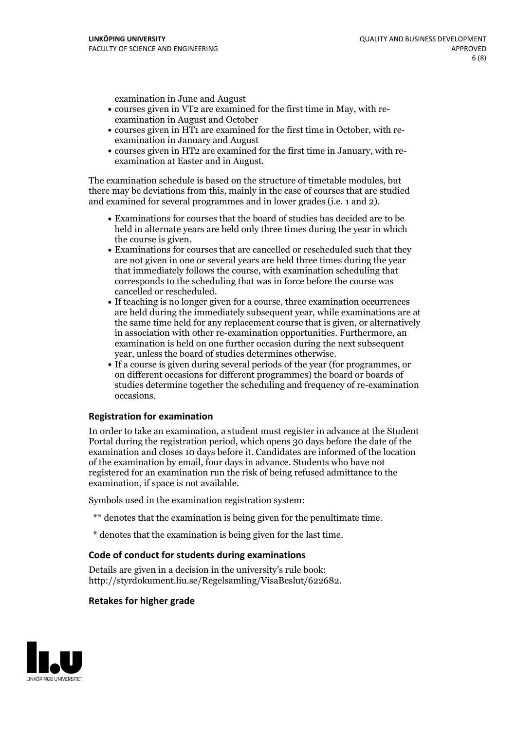examination in June and August

- courses given in VT2 are examined for the first time in May, with re-examination in August and October
- courses given in HT1 are examined for the first time in October, with re-examination in January and August
- courses given in HT2 are examined for the first time in January, with re-examination at Easter and in August.

The examination schedule is based on the structure of timetable modules, but there may be deviations from this, mainly in the case of courses that are studied and examined for several programmes and in lower grades (i.e. 1 and 2).

- Examinations for courses that the board of studies has decided are to be held in alternate years are held only three times during the year in which the course is given.
- Examinations for courses that are cancelled or rescheduled such that they are not given in one or several years are held three times during the year that immediately follows the course, with examination scheduling that corresponds to the scheduling that was in force before the course was cancelled or rescheduled.
- If teaching is no longer given for a course, three examination occurrences are held during the immediately subsequent year, while examinations are at the same time held for any replacement course that is given, or alternatively in association with other re-examination opportunities. Furthermore, an examination is held on one further occasion during the next subsequent year, unless the board of studies determines otherwise.
- If a course is given during several periods of the year (for programmes, or on different occasions for different programmes) the board or boards of studies determine together the scheduling and frequency of re-examination occasions.

### Registration for examination

In order to take an examination, a student must register in advance at the Student Portal during the registration period, which opens 30 days before the date of the examination and closes 10 days before it. Candidates are informed of the location of the examination by email, four days in advance. Students who have not registered for an examination run the risk of being refused admittance to the examination, if space is not available.

Symbols used in the examination registration system:

** denotes that the examination is being given for the penultimate time.

* denotes that the examination is being given for the last time.

### Code of conduct for students during examinations

Details are given in a decision in the university's rule book: http://styrdokument.liu.se/Regelsamling/VisaBeslut/622682.

### Retakes for higher grade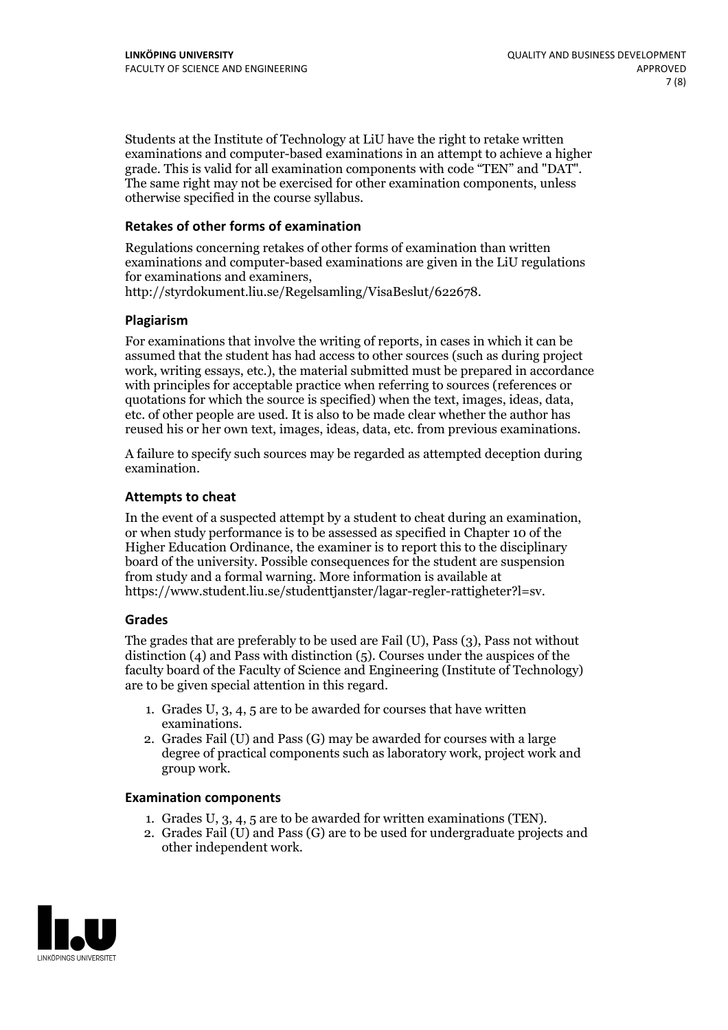Students at the Institute of Technology at LiU have the right to retake written examinations and computer-based examinations in an attempt to achieve a higher grade. This is valid for all examination components with code "TEN" and "DAT". The same right may not be exercised for other examination components, unless otherwise specified in the course syllabus.

### Retakes of other forms of examination

Regulations concerning retakes of other forms of examination than written examinations and computer-based examinations are given in the LiU regulations for examinations and examiners, http://styrdokument.liu.se/Regelsamling/VisaBeslut/622678.

### Plagiarism

For examinations that involve the writing of reports, in cases in which it can be assumed that the student has had access to other sources (such as during project work, writing essays, etc.), the material submitted must be prepared in accordance with principles for acceptable practice when referring to sources (references or quotations for which the source is specified) when the text, images, ideas, data, etc. of other people are used. It is also to be made clear whether the author has reused his or her own text, images, ideas, data, etc. from previous examinations.

A failure to specify such sources may be regarded as attempted deception during examination.

### Attempts to cheat

In the event of a suspected attempt by a student to cheat during an examination, or when study performance is to be assessed as specified in Chapter 10 of the Higher Education Ordinance, the examiner is to report this to the disciplinary board of the university. Possible consequences for the student are suspension from study and a formal warning. More information is available at https://www.student.liu.se/studenttjanster/lagar-regler-rattigheter?l=sv.

### Grades

The grades that are preferably to be used are Fail (U), Pass (3), Pass not without distinction (4) and Pass with distinction (5). Courses under the auspices of the faculty board of the Faculty of Science and Engineering (Institute of Technology) are to be given special attention in this regard.

1. Grades U, 3, 4, 5 are to be awarded for courses that have written examinations.
2. Grades Fail (U) and Pass (G) may be awarded for courses with a large degree of practical components such as laboratory work, project work and group work.

### Examination components

1. Grades U, 3, 4, 5 are to be awarded for written examinations (TEN).
2. Grades Fail (U) and Pass (G) are to be used for undergraduate projects and other independent work.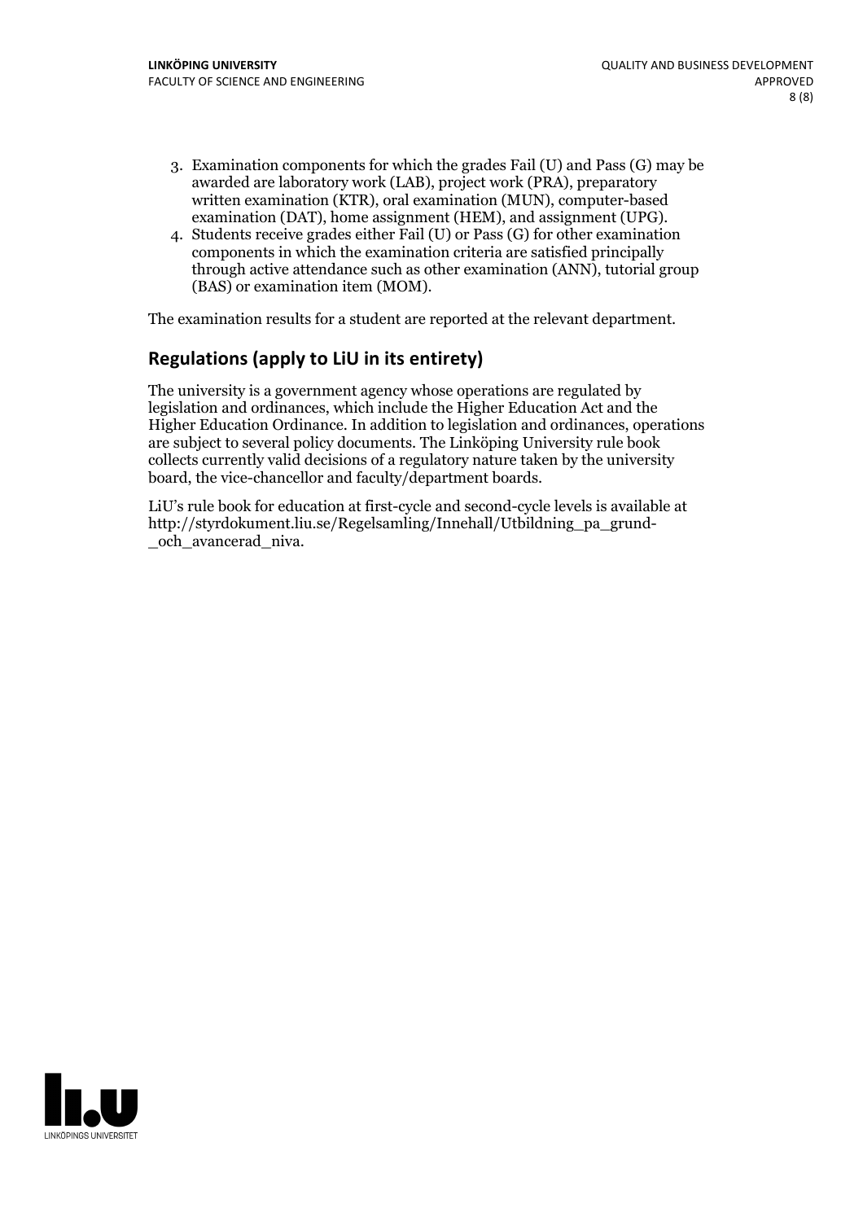3. Examination components for which the grades Fail (U) and Pass (G) may be awarded are laboratory work (LAB), project work (PRA), preparatory written examination (KTR), oral examination (MUN), computer-based examination (DAT), home assignment (HEM), and assignment (UPG).
4. Students receive grades either Fail (U) or Pass (G) for other examination components in which the examination criteria are satisfied principally through active attendance such as other examination (ANN), tutorial group (BAS) or examination item (MOM).

The examination results for a student are reported at the relevant department.

## Regulations (apply to LiU in its entirety)

The university is a government agency whose operations are regulated by legislation and ordinances, which include the Higher Education Act and the Higher Education Ordinance. In addition to legislation and ordinances, operations are subject to several policy documents. The Linköping University rule book collects currently valid decisions of a regulatory nature taken by the university board, the vice-chancellor and faculty/department boards.

LiU's rule book for education at first-cycle and second-cycle levels is available at http://styrdokument.liu.se/Regelsamling/Innehall/Utbildning_pa_grund-_och_avancerad_niva.